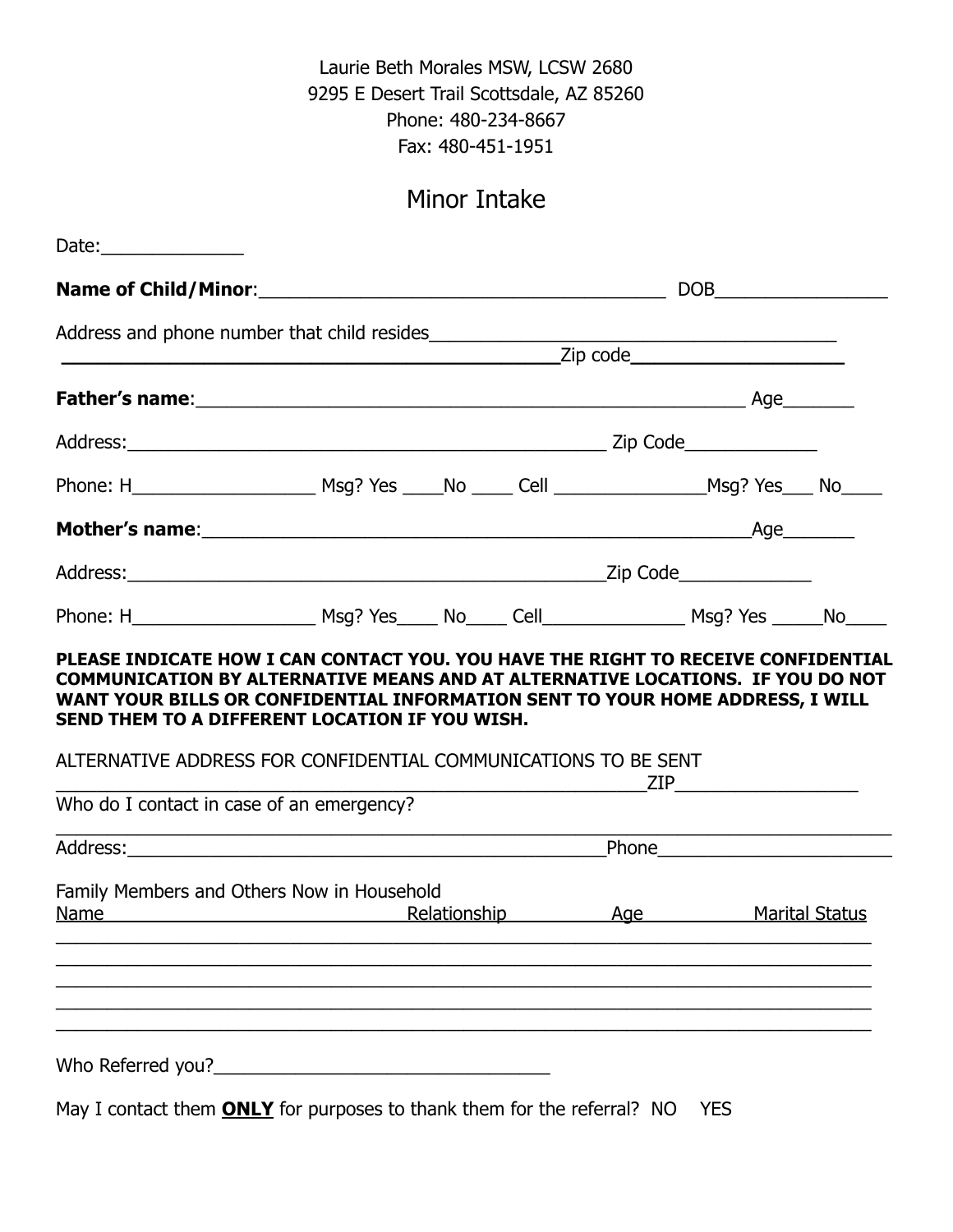Laurie Beth Morales MSW, LCSW 2680
9295 E Desert Trail Scottsdale, AZ 85260
Phone: 480-234-8667
Fax: 480-451-1951

# Minor Intake

Date:______________

**Name of Child/Minor**:________________________________________ DOB_________________

Address and phone number that child resides________________________________________
__________________________________________________Zip code____________________

**Father's name**:______________________________________________________ Age_______

Address:________________________________________________ Zip Code_____________

Phone: H__________________ Msg? Yes ____No ____ Cell _______________Msg? Yes___ No____

**Mother's name**:______________________________________________________Age_______

Address:________________________________________________Zip Code_____________

Phone: H__________________ Msg? Yes____ No____ Cell______________ Msg? Yes _____No____

**PLEASE INDICATE HOW I CAN CONTACT YOU. YOU HAVE THE RIGHT TO RECEIVE CONFIDENTIAL COMMUNICATION BY ALTERNATIVE MEANS AND AT ALTERNATIVE LOCATIONS. IF YOU DO NOT WANT YOUR BILLS OR CONFIDENTIAL INFORMATION SENT TO YOUR HOME ADDRESS, I WILL SEND THEM TO A DIFFERENT LOCATION IF YOU WISH.**

ALTERNATIVE ADDRESS FOR CONFIDENTIAL COMMUNICATIONS TO BE SENT
____________________________________________________________ZIP__________________

Who do I contact in case of an emergency?
_____________________________________________________________________________________

Address:________________________________________________Phone______________________

Family Members and Others Now in Household

| Name | Relationship | Age | Marital Status |
|---|---|---|---|
| | | | |
| | | | |
| | | | |
| | | | |
| | | | |

Who Referred you?__________________________________

May I contact them **ONLY** for purposes to thank them for the referral? NO YES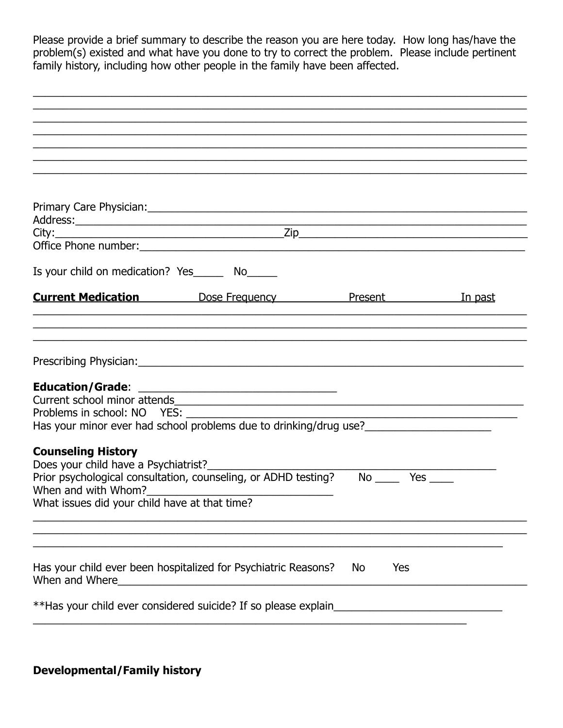Please provide a brief summary to describe the reason you are here today. How long has/have the problem(s) existed and what have you done to try to correct the problem. Please include pertinent family history, including how other people in the family have been affected.

________________________________________________________________________________
________________________________________________________________________________
________________________________________________________________________________
________________________________________________________________________________
________________________________________________________________________________
________________________________________________________________________________
________________________________________________________________________________

Primary Care Physician:_______________________________________________________
Address:_______________________________________________________________
City:_______________________________Zip______________________________
Office Phone number:__________________________________________________

Is your child on medication? Yes_____ No_____

| **Current Medication** | Dose Frequency | Present | In past |
|---|---|---|---|
| | | | |
| | | | |
| | | | |

Prescribing Physician:__________________________________________________

**Education/Grade**: _________________________
Current school minor attends_____________________________________________
Problems in school: NO YES: ____________________________________________
Has your minor ever had school problems due to drinking/drug use?________________

**Counseling History**
Does your child have a Psychiatrist?_____________________________________
Prior psychological consultation, counseling, or ADHD testing? No ____ Yes ____
When and with Whom?_________________________
What issues did your child have at that time?

________________________________________________________________________________
________________________________________________________________________________
________________________________________________________________________________

Has your child ever been hospitalized for Psychiatric Reasons? No Yes
When and Where_______________________________________________________

**Has your child ever considered suicide? If so please explain______________________
_____________________________________________________________________

**Developmental/Family history**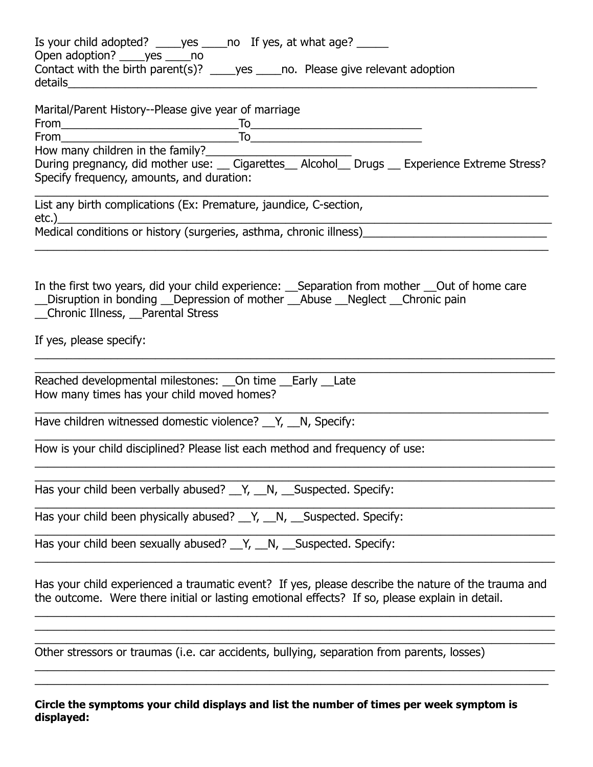Is your child adopted? ____yes ____no If yes, at what age? _____
Open adoption? ____yes ____no
Contact with the birth parent(s)? ____yes ____no. Please give relevant adoption details_______________________________________________________________________________

Marital/Parent History--Please give year of marriage
From_____________________________To___________________________
From_____________________________To___________________________
How many children in the family?_______________________
During pregnancy, did mother use: __ Cigarettes__ Alcohol__ Drugs __ Experience Extreme Stress?
Specify frequency, amounts, and duration:

_____________________________________________________________________________________

List any birth complications (Ex: Premature, jaundice, C-section, etc.)_______________________________________________________________________________
Medical conditions or history (surgeries, asthma, chronic illness)______________________________
_____________________________________________________________________________________

In the first two years, did your child experience: __Separation from mother __Out of home care __Disruption in bonding __Depression of mother __Abuse __Neglect __Chronic pain __Chronic Illness, __Parental Stress

If yes, please specify:

_____________________________________________________________________________________
_____________________________________________________________________________________

Reached developmental milestones: __On time __Early __Late
How many times has your child moved homes?

_____________________________________________________________________________________

Have children witnessed domestic violence? __Y, __N, Specify:

_____________________________________________________________________________________

How is your child disciplined? Please list each method and frequency of use:

_____________________________________________________________________________________
_____________________________________________________________________________________

Has your child been verbally abused? __Y, __N, __Suspected. Specify:

_____________________________________________________________________________________

Has your child been physically abused? __Y, __N, __Suspected. Specify:

_____________________________________________________________________________________

Has your child been sexually abused? __Y, __N, __Suspected. Specify:

_____________________________________________________________________________________

Has your child experienced a traumatic event? If yes, please describe the nature of the trauma and the outcome. Were there initial or lasting emotional effects? If so, please explain in detail.

_____________________________________________________________________________________
_____________________________________________________________________________________
_____________________________________________________________________________________

Other stressors or traumas (i.e. car accidents, bullying, separation from parents, losses)

_____________________________________________________________________________________
_____________________________________________________________________________________

**Circle the symptoms your child displays and list the number of times per week symptom is displayed:**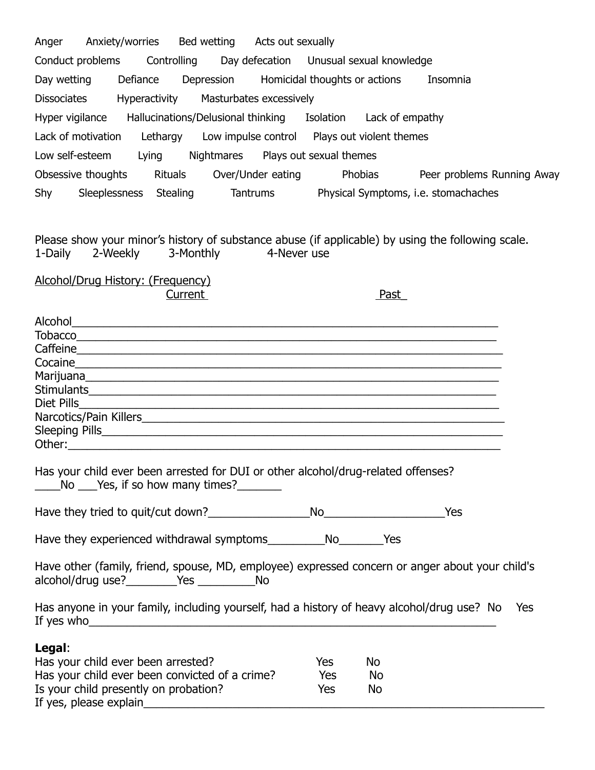Anger      Anxiety/worries      Bed wetting      Acts out sexually

Conduct problems      Controlling      Day defecation      Unusual sexual knowledge

Day wetting      Defiance      Depression      Homicidal thoughts or actions      Insomnia

Dissociates      Hyperactivity      Masturbates excessively

Hyper vigilance      Hallucinations/Delusional thinking      Isolation      Lack of empathy

Lack of motivation      Lethargy      Low impulse control      Plays out violent themes

Low self-esteem      Lying      Nightmares      Plays out sexual themes

Obsessive thoughts      Rituals      Over/Under eating      Phobias      Peer problems Running Away

Shy      Sleeplessness      Stealing      Tantrums      Physical Symptoms, i.e. stomachaches

Please show your minor's history of substance abuse (if applicable) by using the following scale.
1-Daily      2-Weekly      3-Monthly      4-Never use

Alcohol/Drug History: (Frequency)
                    Current                                        Past

Alcohol_______________________________________________________________
Tobacco_______________________________________________________________
Caffeine_______________________________________________________________
Cocaine_______________________________________________________________
Marijuana______________________________________________________________
Stimulants_____________________________________________________________
Diet Pills______________________________________________________________
Narcotics/Pain Killers____________________________________________________
Sleeping Pills__________________________________________________________
Other:________________________________________________________________

Has your child ever been arrested for DUI or other alcohol/drug-related offenses?
____No ___Yes, if so how many times?_______

Have they tried to quit/cut down?________________No___________________Yes

Have they experienced withdrawal symptoms_________No_______Yes

Have other (family, friend, spouse, MD, employee) expressed concern or anger about your child's alcohol/drug use?________Yes _________No

Has anyone in your family, including yourself, had a history of heavy alcohol/drug use?  No    Yes
If yes who_____________________________________________________________

**Legal**:
Has your child ever been arrested?      Yes      No
Has your child ever been convicted of a crime?      Yes      No
Is your child presently on probation?      Yes      No
If yes, please explain_____________________________________________________________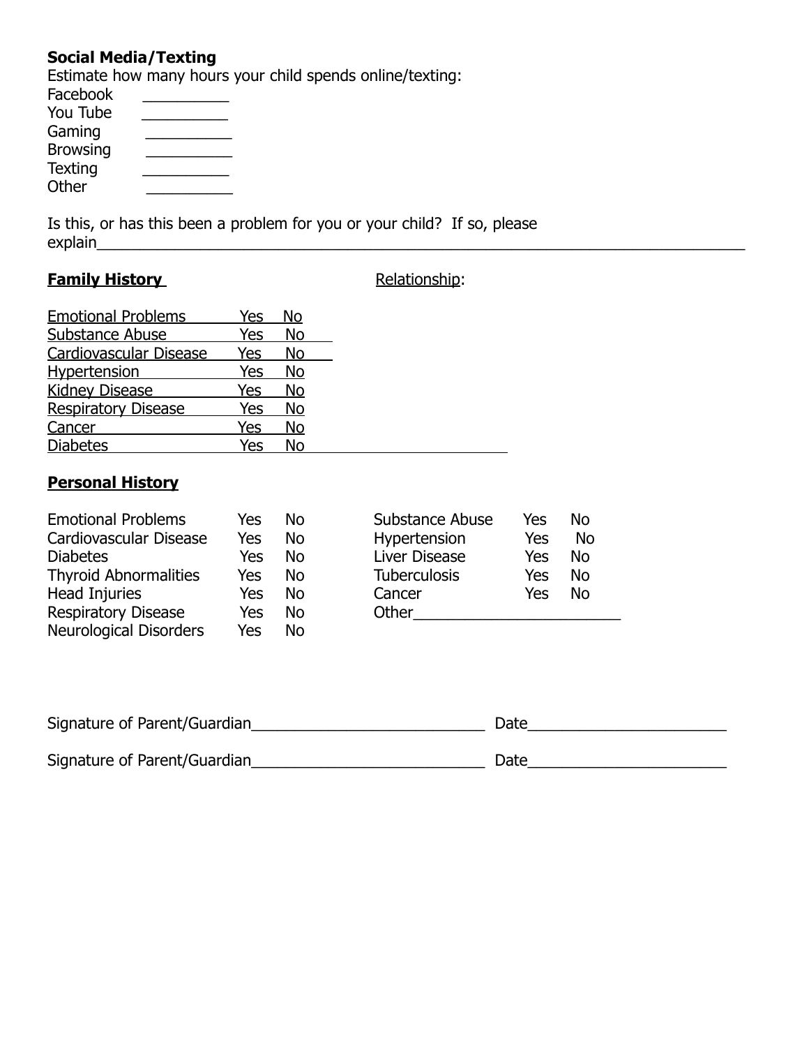**Social Media/Texting**

Estimate how many hours your child spends online/texting:

Facebook __________
You Tube __________
Gaming __________
Browsing __________
Texting __________
Other __________

Is this, or has this been a problem for you or your child? If so, please explain______________________________________________________________________________

**Family History** Relationship:

| | | | |
|---|---|---|---|
| Emotional Problems | Yes | No | |
| Substance Abuse | Yes | No | |
| Cardiovascular Disease | Yes | No | |
| Hypertension | Yes | No | |
| Kidney Disease | Yes | No | |
| Respiratory Disease | Yes | No | |
| Cancer | Yes | No | |
| Diabetes | Yes | No | |

**Personal History**

| | | | | | |
|---|---|---|---|---|---|
| Emotional Problems | Yes | No | Substance Abuse | Yes | No |
| Cardiovascular Disease | Yes | No | Hypertension | Yes | No |
| Diabetes | Yes | No | Liver Disease | Yes | No |
| Thyroid Abnormalities | Yes | No | Tuberculosis | Yes | No |
| Head Injuries | Yes | No | Cancer | Yes | No |
| Respiratory Disease | Yes | No | Other________________________ | | |
| Neurological Disorders | Yes | No | | | |

Signature of Parent/Guardian___________________________ Date_______________________

Signature of Parent/Guardian___________________________ Date_______________________